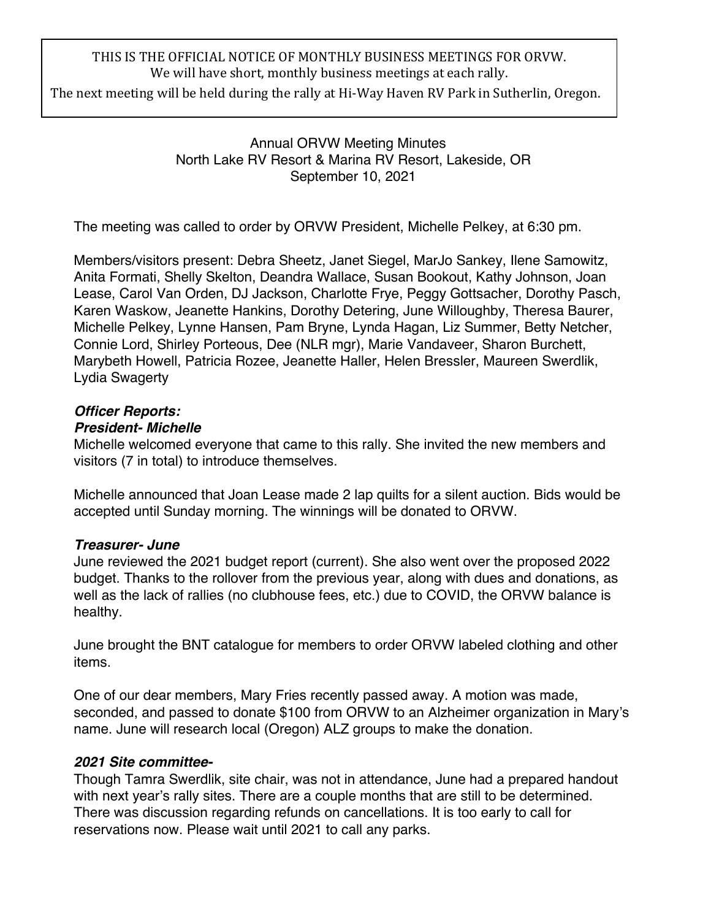THIS IS THE OFFICIAL NOTICE OF MONTHLY BUSINESS MEETINGS FOR ORVW.
We will have short, monthly business meetings at each rally.
The next meeting will be held during the rally at Hi-Way Haven RV Park in Sutherlin, Oregon.

Annual ORVW Meeting Minutes
North Lake RV Resort & Marina RV Resort, Lakeside, OR
September 10, 2021

The meeting was called to order by ORVW President, Michelle Pelkey, at 6:30 pm.

Members/visitors present: Debra Sheetz, Janet Siegel, MarJo Sankey, Ilene Samowitz, Anita Formati, Shelly Skelton, Deandra Wallace, Susan Bookout, Kathy Johnson, Joan Lease, Carol Van Orden, DJ Jackson, Charlotte Frye, Peggy Gottsacher, Dorothy Pasch, Karen Waskow, Jeanette Hankins, Dorothy Detering, June Willoughby, Theresa Baurer, Michelle Pelkey, Lynne Hansen, Pam Bryne, Lynda Hagan, Liz Summer, Betty Netcher, Connie Lord, Shirley Porteous, Dee (NLR mgr), Marie Vandaveer, Sharon Burchett, Marybeth Howell, Patricia Rozee, Jeanette Haller, Helen Bressler, Maureen Swerdlik, Lydia Swagerty

***Officer Reports:***

***President- Michelle***

Michelle welcomed everyone that came to this rally. She invited the new members and visitors (7 in total) to introduce themselves.

Michelle announced that Joan Lease made 2 lap quilts for a silent auction. Bids would be accepted until Sunday morning. The winnings will be donated to ORVW.

***Treasurer- June***

June reviewed the 2021 budget report (current). She also went over the proposed 2022 budget. Thanks to the rollover from the previous year, along with dues and donations, as well as the lack of rallies (no clubhouse fees, etc.) due to COVID, the ORVW balance is healthy.

June brought the BNT catalogue for members to order ORVW labeled clothing and other items.

One of our dear members, Mary Fries recently passed away. A motion was made, seconded, and passed to donate $100 from ORVW to an Alzheimer organization in Mary's name. June will research local (Oregon) ALZ groups to make the donation.

***2021 Site committee-***

Though Tamra Swerdlik, site chair, was not in attendance, June had a prepared handout with next year's rally sites. There are a couple months that are still to be determined. There was discussion regarding refunds on cancellations. It is too early to call for reservations now. Please wait until 2021 to call any parks.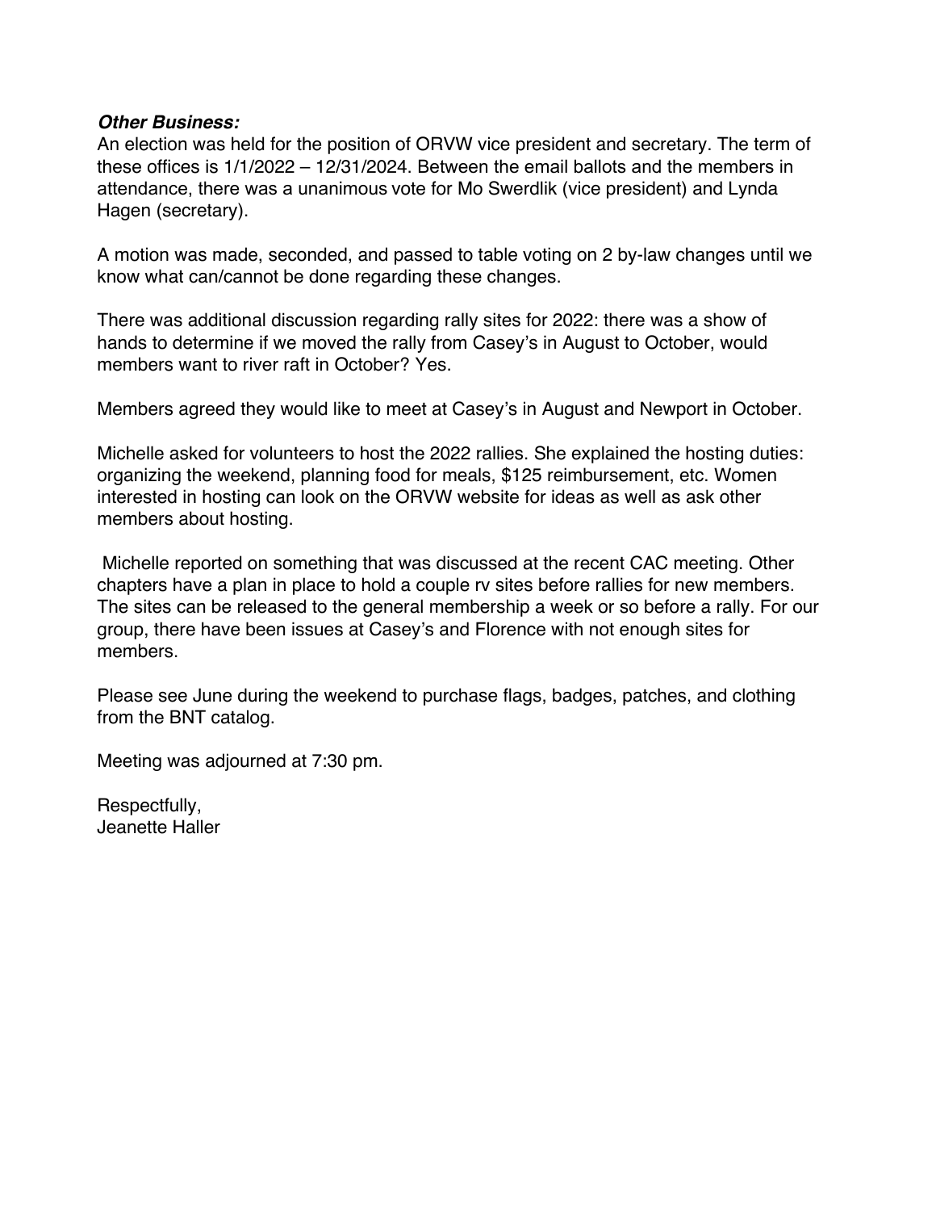***Other Business:***

An election was held for the position of ORVW vice president and secretary. The term of these offices is 1/1/2022 – 12/31/2024. Between the email ballots and the members in attendance, there was a unanimous vote for Mo Swerdlik (vice president) and Lynda Hagen (secretary).

A motion was made, seconded, and passed to table voting on 2 by-law changes until we know what can/cannot be done regarding these changes.

There was additional discussion regarding rally sites for 2022: there was a show of hands to determine if we moved the rally from Casey's in August to October, would members want to river raft in October? Yes.

Members agreed they would like to meet at Casey's in August and Newport in October.

Michelle asked for volunteers to host the 2022 rallies. She explained the hosting duties: organizing the weekend, planning food for meals, $125 reimbursement, etc. Women interested in hosting can look on the ORVW website for ideas as well as ask other members about hosting.

Michelle reported on something that was discussed at the recent CAC meeting. Other chapters have a plan in place to hold a couple rv sites before rallies for new members. The sites can be released to the general membership a week or so before a rally. For our group, there have been issues at Casey's and Florence with not enough sites for members.

Please see June during the weekend to purchase flags, badges, patches, and clothing from the BNT catalog.

Meeting was adjourned at 7:30 pm.

Respectfully,
Jeanette Haller